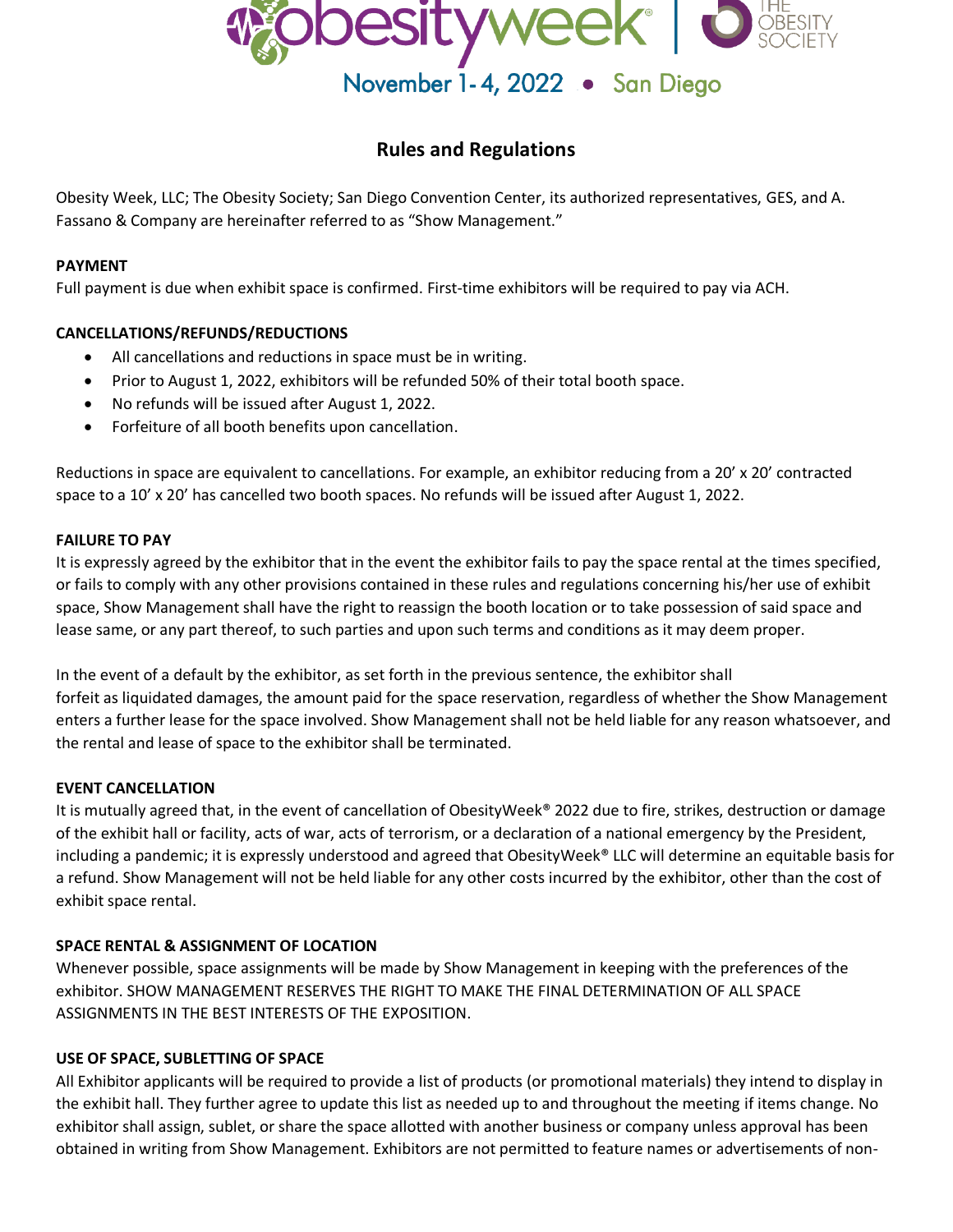obesityweek® | THE OBESITY SOCIETY

November 1-4, 2022 • San Diego

## Rules and Regulations

Obesity Week, LLC; The Obesity Society; San Diego Convention Center, its authorized representatives, GES, and A. Fassano & Company are hereinafter referred to as "Show Management."

**PAYMENT**

Full payment is due when exhibit space is confirmed. First-time exhibitors will be required to pay via ACH.

**CANCELLATIONS/REFUNDS/REDUCTIONS**

- All cancellations and reductions in space must be in writing.
- Prior to August 1, 2022, exhibitors will be refunded 50% of their total booth space.
- No refunds will be issued after August 1, 2022.
- Forfeiture of all booth benefits upon cancellation.

Reductions in space are equivalent to cancellations. For example, an exhibitor reducing from a 20' x 20' contracted space to a 10' x 20' has cancelled two booth spaces. No refunds will be issued after August 1, 2022.

**FAILURE TO PAY**

It is expressly agreed by the exhibitor that in the event the exhibitor fails to pay the space rental at the times specified, or fails to comply with any other provisions contained in these rules and regulations concerning his/her use of exhibit space, Show Management shall have the right to reassign the booth location or to take possession of said space and lease same, or any part thereof, to such parties and upon such terms and conditions as it may deem proper.

In the event of a default by the exhibitor, as set forth in the previous sentence, the exhibitor shall forfeit as liquidated damages, the amount paid for the space reservation, regardless of whether the Show Management enters a further lease for the space involved. Show Management shall not be held liable for any reason whatsoever, and the rental and lease of space to the exhibitor shall be terminated.

**EVENT CANCELLATION**

It is mutually agreed that, in the event of cancellation of ObesityWeek® 2022 due to fire, strikes, destruction or damage of the exhibit hall or facility, acts of war, acts of terrorism, or a declaration of a national emergency by the President, including a pandemic; it is expressly understood and agreed that ObesityWeek® LLC will determine an equitable basis for a refund. Show Management will not be held liable for any other costs incurred by the exhibitor, other than the cost of exhibit space rental.

**SPACE RENTAL & ASSIGNMENT OF LOCATION**

Whenever possible, space assignments will be made by Show Management in keeping with the preferences of the exhibitor. SHOW MANAGEMENT RESERVES THE RIGHT TO MAKE THE FINAL DETERMINATION OF ALL SPACE ASSIGNMENTS IN THE BEST INTERESTS OF THE EXPOSITION.

**USE OF SPACE, SUBLETTING OF SPACE**

All Exhibitor applicants will be required to provide a list of products (or promotional materials) they intend to display in the exhibit hall. They further agree to update this list as needed up to and throughout the meeting if items change. No exhibitor shall assign, sublet, or share the space allotted with another business or company unless approval has been obtained in writing from Show Management. Exhibitors are not permitted to feature names or advertisements of non-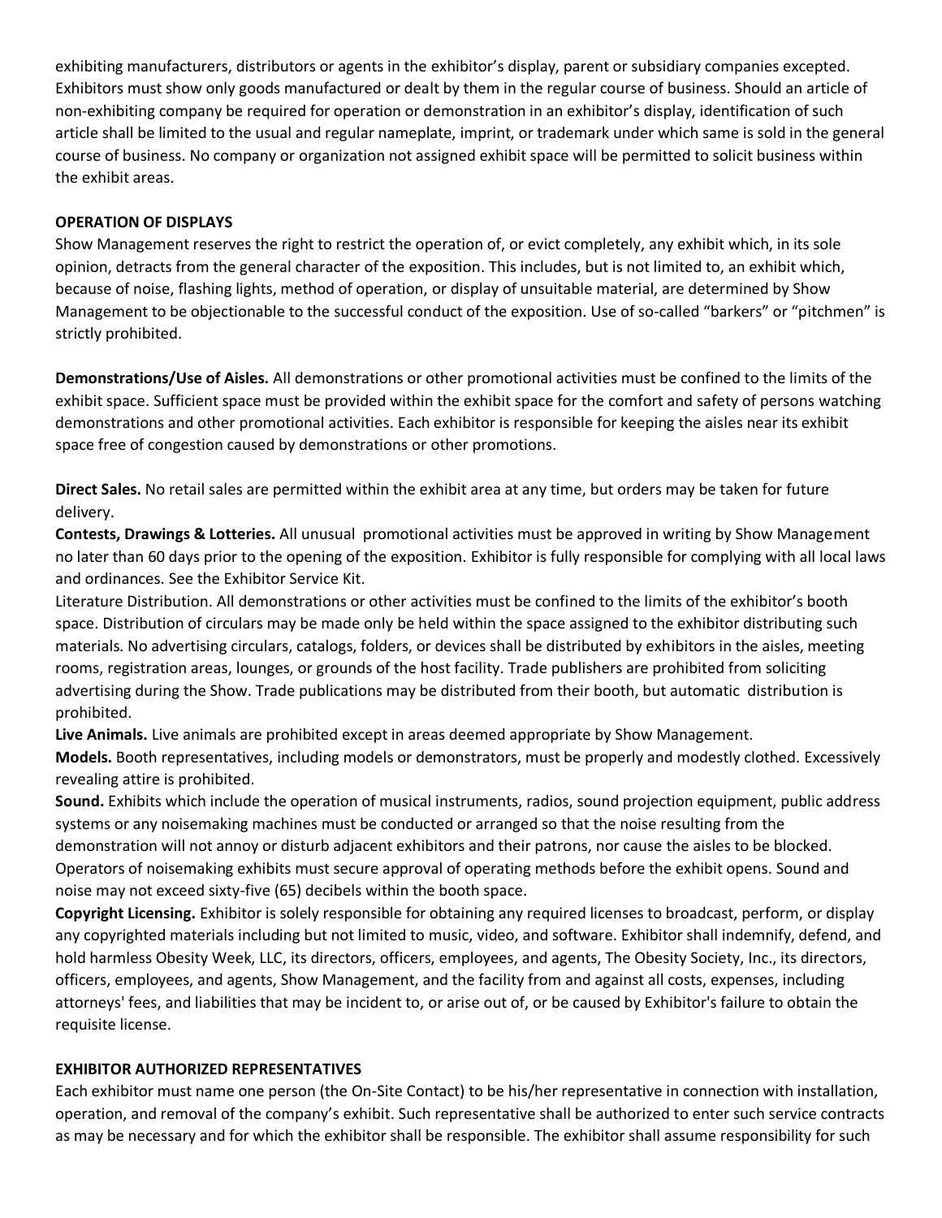exhibiting manufacturers, distributors or agents in the exhibitor's display, parent or subsidiary companies excepted. Exhibitors must show only goods manufactured or dealt by them in the regular course of business. Should an article of non-exhibiting company be required for operation or demonstration in an exhibitor's display, identification of such article shall be limited to the usual and regular nameplate, imprint, or trademark under which same is sold in the general course of business. No company or organization not assigned exhibit space will be permitted to solicit business within the exhibit areas.

**OPERATION OF DISPLAYS**

Show Management reserves the right to restrict the operation of, or evict completely, any exhibit which, in its sole opinion, detracts from the general character of the exposition. This includes, but is not limited to, an exhibit which, because of noise, flashing lights, method of operation, or display of unsuitable material, are determined by Show Management to be objectionable to the successful conduct of the exposition. Use of so-called "barkers" or "pitchmen" is strictly prohibited.

**Demonstrations/Use of Aisles.** All demonstrations or other promotional activities must be confined to the limits of the exhibit space. Sufficient space must be provided within the exhibit space for the comfort and safety of persons watching demonstrations and other promotional activities. Each exhibitor is responsible for keeping the aisles near its exhibit space free of congestion caused by demonstrations or other promotions.

**Direct Sales.** No retail sales are permitted within the exhibit area at any time, but orders may be taken for future delivery.

**Contests, Drawings & Lotteries.** All unusual promotional activities must be approved in writing by Show Management no later than 60 days prior to the opening of the exposition. Exhibitor is fully responsible for complying with all local laws and ordinances. See the Exhibitor Service Kit.

Literature Distribution. All demonstrations or other activities must be confined to the limits of the exhibitor's booth space. Distribution of circulars may be made only be held within the space assigned to the exhibitor distributing such materials. No advertising circulars, catalogs, folders, or devices shall be distributed by exhibitors in the aisles, meeting rooms, registration areas, lounges, or grounds of the host facility. Trade publishers are prohibited from soliciting advertising during the Show. Trade publications may be distributed from their booth, but automatic distribution is prohibited.

**Live Animals.** Live animals are prohibited except in areas deemed appropriate by Show Management.

**Models.** Booth representatives, including models or demonstrators, must be properly and modestly clothed. Excessively revealing attire is prohibited.

**Sound.** Exhibits which include the operation of musical instruments, radios, sound projection equipment, public address systems or any noisemaking machines must be conducted or arranged so that the noise resulting from the demonstration will not annoy or disturb adjacent exhibitors and their patrons, nor cause the aisles to be blocked. Operators of noisemaking exhibits must secure approval of operating methods before the exhibit opens. Sound and noise may not exceed sixty-five (65) decibels within the booth space.

**Copyright Licensing.** Exhibitor is solely responsible for obtaining any required licenses to broadcast, perform, or display any copyrighted materials including but not limited to music, video, and software. Exhibitor shall indemnify, defend, and hold harmless Obesity Week, LLC, its directors, officers, employees, and agents, The Obesity Society, Inc., its directors, officers, employees, and agents, Show Management, and the facility from and against all costs, expenses, including attorneys' fees, and liabilities that may be incident to, or arise out of, or be caused by Exhibitor's failure to obtain the requisite license.

**EXHIBITOR AUTHORIZED REPRESENTATIVES**

Each exhibitor must name one person (the On-Site Contact) to be his/her representative in connection with installation, operation, and removal of the company's exhibit. Such representative shall be authorized to enter such service contracts as may be necessary and for which the exhibitor shall be responsible. The exhibitor shall assume responsibility for such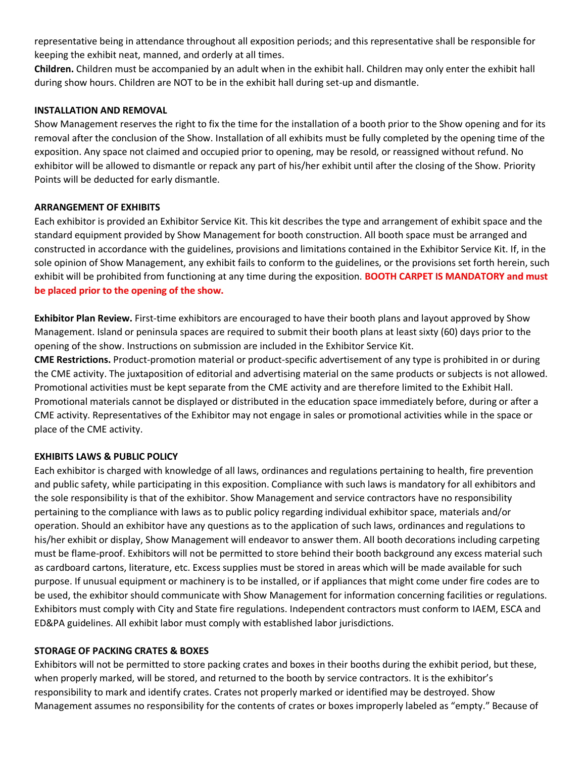representative being in attendance throughout all exposition periods; and this representative shall be responsible for keeping the exhibit neat, manned, and orderly at all times.

**Children.** Children must be accompanied by an adult when in the exhibit hall. Children may only enter the exhibit hall during show hours. Children are NOT to be in the exhibit hall during set-up and dismantle.

**INSTALLATION AND REMOVAL**

Show Management reserves the right to fix the time for the installation of a booth prior to the Show opening and for its removal after the conclusion of the Show. Installation of all exhibits must be fully completed by the opening time of the exposition. Any space not claimed and occupied prior to opening, may be resold, or reassigned without refund. No exhibitor will be allowed to dismantle or repack any part of his/her exhibit until after the closing of the Show. Priority Points will be deducted for early dismantle.

**ARRANGEMENT OF EXHIBITS**

Each exhibitor is provided an Exhibitor Service Kit. This kit describes the type and arrangement of exhibit space and the standard equipment provided by Show Management for booth construction. All booth space must be arranged and constructed in accordance with the guidelines, provisions and limitations contained in the Exhibitor Service Kit. If, in the sole opinion of Show Management, any exhibit fails to conform to the guidelines, or the provisions set forth herein, such exhibit will be prohibited from functioning at any time during the exposition. **BOOTH CARPET IS MANDATORY and must be placed prior to the opening of the show.**

**Exhibitor Plan Review.** First-time exhibitors are encouraged to have their booth plans and layout approved by Show Management. Island or peninsula spaces are required to submit their booth plans at least sixty (60) days prior to the opening of the show. Instructions on submission are included in the Exhibitor Service Kit.

**CME Restrictions.** Product-promotion material or product-specific advertisement of any type is prohibited in or during the CME activity. The juxtaposition of editorial and advertising material on the same products or subjects is not allowed. Promotional activities must be kept separate from the CME activity and are therefore limited to the Exhibit Hall. Promotional materials cannot be displayed or distributed in the education space immediately before, during or after a CME activity. Representatives of the Exhibitor may not engage in sales or promotional activities while in the space or place of the CME activity.

**EXHIBITS LAWS & PUBLIC POLICY**

Each exhibitor is charged with knowledge of all laws, ordinances and regulations pertaining to health, fire prevention and public safety, while participating in this exposition. Compliance with such laws is mandatory for all exhibitors and the sole responsibility is that of the exhibitor. Show Management and service contractors have no responsibility pertaining to the compliance with laws as to public policy regarding individual exhibitor space, materials and/or operation. Should an exhibitor have any questions as to the application of such laws, ordinances and regulations to his/her exhibit or display, Show Management will endeavor to answer them. All booth decorations including carpeting must be flame-proof. Exhibitors will not be permitted to store behind their booth background any excess material such as cardboard cartons, literature, etc. Excess supplies must be stored in areas which will be made available for such purpose. If unusual equipment or machinery is to be installed, or if appliances that might come under fire codes are to be used, the exhibitor should communicate with Show Management for information concerning facilities or regulations. Exhibitors must comply with City and State fire regulations. Independent contractors must conform to IAEM, ESCA and ED&PA guidelines. All exhibit labor must comply with established labor jurisdictions.

**STORAGE OF PACKING CRATES & BOXES**

Exhibitors will not be permitted to store packing crates and boxes in their booths during the exhibit period, but these, when properly marked, will be stored, and returned to the booth by service contractors. It is the exhibitor's responsibility to mark and identify crates. Crates not properly marked or identified may be destroyed. Show Management assumes no responsibility for the contents of crates or boxes improperly labeled as "empty." Because of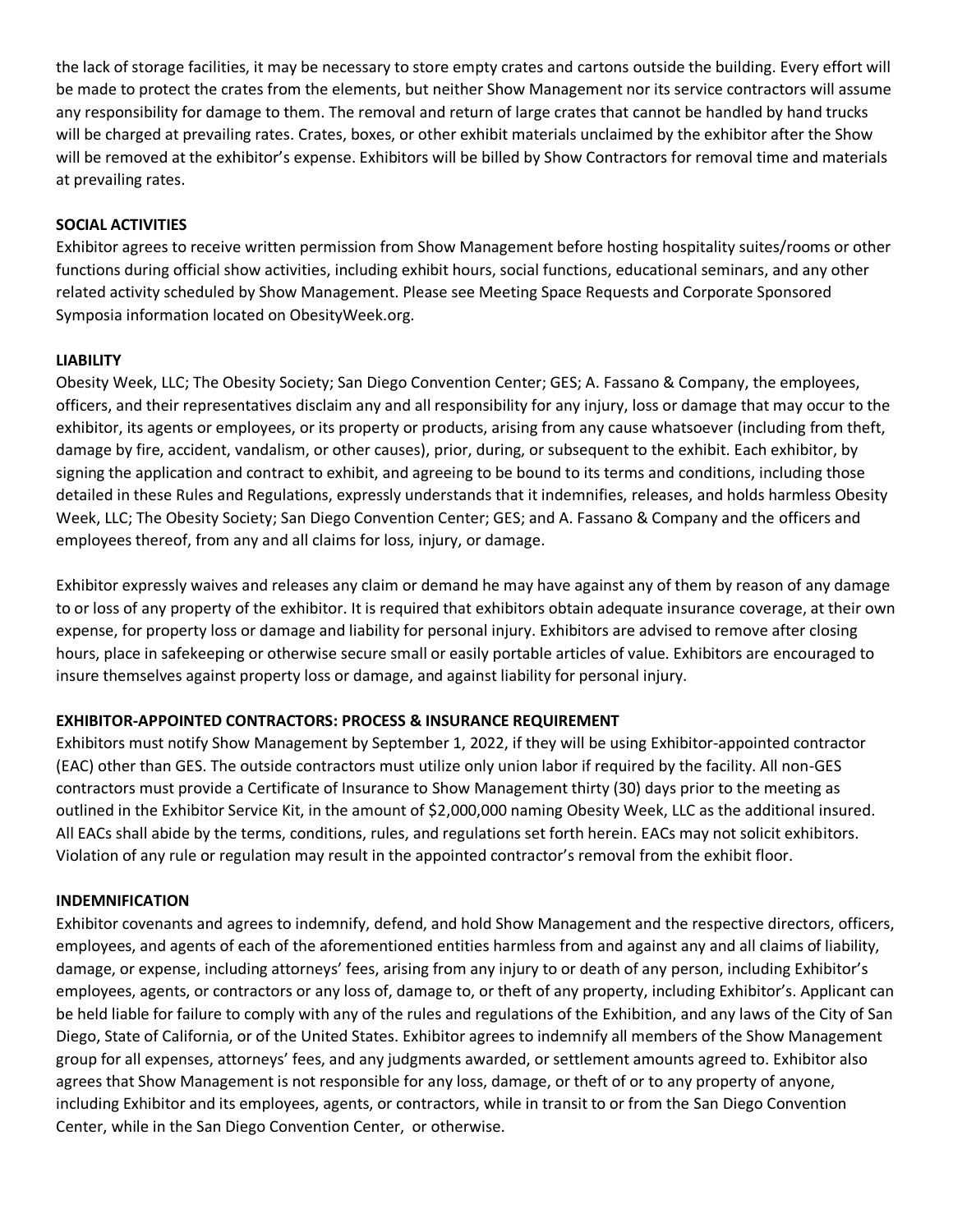the lack of storage facilities, it may be necessary to store empty crates and cartons outside the building. Every effort will be made to protect the crates from the elements, but neither Show Management nor its service contractors will assume any responsibility for damage to them. The removal and return of large crates that cannot be handled by hand trucks will be charged at prevailing rates. Crates, boxes, or other exhibit materials unclaimed by the exhibitor after the Show will be removed at the exhibitor's expense. Exhibitors will be billed by Show Contractors for removal time and materials at prevailing rates.

**SOCIAL ACTIVITIES**

Exhibitor agrees to receive written permission from Show Management before hosting hospitality suites/rooms or other functions during official show activities, including exhibit hours, social functions, educational seminars, and any other related activity scheduled by Show Management. Please see Meeting Space Requests and Corporate Sponsored Symposia information located on ObesityWeek.org.

**LIABILITY**

Obesity Week, LLC; The Obesity Society; San Diego Convention Center; GES; A. Fassano & Company, the employees, officers, and their representatives disclaim any and all responsibility for any injury, loss or damage that may occur to the exhibitor, its agents or employees, or its property or products, arising from any cause whatsoever (including from theft, damage by fire, accident, vandalism, or other causes), prior, during, or subsequent to the exhibit. Each exhibitor, by signing the application and contract to exhibit, and agreeing to be bound to its terms and conditions, including those detailed in these Rules and Regulations, expressly understands that it indemnifies, releases, and holds harmless Obesity Week, LLC; The Obesity Society; San Diego Convention Center; GES; and A. Fassano & Company and the officers and employees thereof, from any and all claims for loss, injury, or damage.

Exhibitor expressly waives and releases any claim or demand he may have against any of them by reason of any damage to or loss of any property of the exhibitor. It is required that exhibitors obtain adequate insurance coverage, at their own expense, for property loss or damage and liability for personal injury. Exhibitors are advised to remove after closing hours, place in safekeeping or otherwise secure small or easily portable articles of value. Exhibitors are encouraged to insure themselves against property loss or damage, and against liability for personal injury.

**EXHIBITOR-APPOINTED CONTRACTORS: PROCESS & INSURANCE REQUIREMENT**

Exhibitors must notify Show Management by September 1, 2022, if they will be using Exhibitor-appointed contractor (EAC) other than GES. The outside contractors must utilize only union labor if required by the facility. All non-GES contractors must provide a Certificate of Insurance to Show Management thirty (30) days prior to the meeting as outlined in the Exhibitor Service Kit, in the amount of $2,000,000 naming Obesity Week, LLC as the additional insured. All EACs shall abide by the terms, conditions, rules, and regulations set forth herein. EACs may not solicit exhibitors. Violation of any rule or regulation may result in the appointed contractor's removal from the exhibit floor.

**INDEMNIFICATION**

Exhibitor covenants and agrees to indemnify, defend, and hold Show Management and the respective directors, officers, employees, and agents of each of the aforementioned entities harmless from and against any and all claims of liability, damage, or expense, including attorneys' fees, arising from any injury to or death of any person, including Exhibitor's employees, agents, or contractors or any loss of, damage to, or theft of any property, including Exhibitor's. Applicant can be held liable for failure to comply with any of the rules and regulations of the Exhibition, and any laws of the City of San Diego, State of California, or of the United States. Exhibitor agrees to indemnify all members of the Show Management group for all expenses, attorneys' fees, and any judgments awarded, or settlement amounts agreed to. Exhibitor also agrees that Show Management is not responsible for any loss, damage, or theft of or to any property of anyone, including Exhibitor and its employees, agents, or contractors, while in transit to or from the San Diego Convention Center, while in the San Diego Convention Center, or otherwise.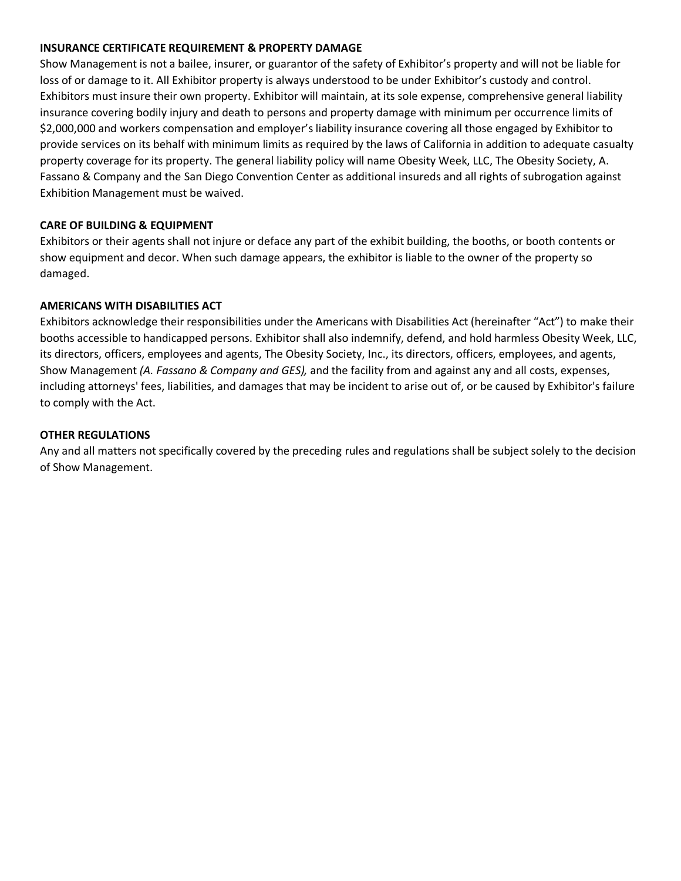**INSURANCE CERTIFICATE REQUIREMENT & PROPERTY DAMAGE**

Show Management is not a bailee, insurer, or guarantor of the safety of Exhibitor's property and will not be liable for loss of or damage to it. All Exhibitor property is always understood to be under Exhibitor's custody and control. Exhibitors must insure their own property. Exhibitor will maintain, at its sole expense, comprehensive general liability insurance covering bodily injury and death to persons and property damage with minimum per occurrence limits of $2,000,000 and workers compensation and employer's liability insurance covering all those engaged by Exhibitor to provide services on its behalf with minimum limits as required by the laws of California in addition to adequate casualty property coverage for its property. The general liability policy will name Obesity Week, LLC, The Obesity Society, A. Fassano & Company and the San Diego Convention Center as additional insureds and all rights of subrogation against Exhibition Management must be waived.

**CARE OF BUILDING & EQUIPMENT**

Exhibitors or their agents shall not injure or deface any part of the exhibit building, the booths, or booth contents or show equipment and decor. When such damage appears, the exhibitor is liable to the owner of the property so damaged.

**AMERICANS WITH DISABILITIES ACT**

Exhibitors acknowledge their responsibilities under the Americans with Disabilities Act (hereinafter "Act") to make their booths accessible to handicapped persons. Exhibitor shall also indemnify, defend, and hold harmless Obesity Week, LLC, its directors, officers, employees and agents, The Obesity Society, Inc., its directors, officers, employees, and agents, Show Management *(A. Fassano & Company and GES),* and the facility from and against any and all costs, expenses, including attorneys' fees, liabilities, and damages that may be incident to arise out of, or be caused by Exhibitor's failure to comply with the Act.

**OTHER REGULATIONS**

Any and all matters not specifically covered by the preceding rules and regulations shall be subject solely to the decision of Show Management.